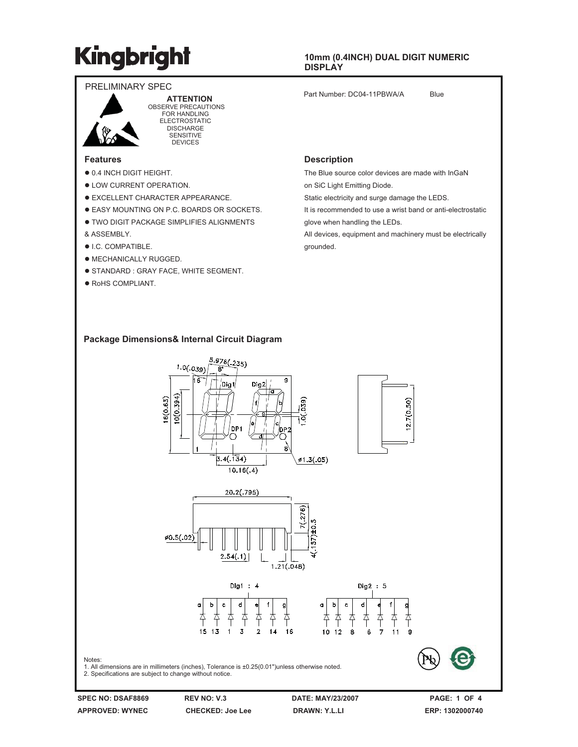# Kingbright

**10mm (0.4INCH) DUAL DIGIT NUMERIC DISPLAY**

PRELIMINARY SPEC

**ATTENTION**
OBSERVE PRECAUTIONS FOR HANDLING ELECTROSTATIC DISCHARGE SENSITIVE DEVICES

Part Number: DC04-11PBWA/A     Blue

## Features

- 0.4 INCH DIGIT HEIGHT.
- LOW CURRENT OPERATION.
- EXCELLENT CHARACTER APPEARANCE.
- EASY MOUNTING ON P.C. BOARDS OR SOCKETS.
- TWO DIGIT PACKAGE SIMPLIFIES ALIGNMENTS & ASSEMBLY.
- I.C. COMPATIBLE.
- MECHANICALLY RUGGED.
- STANDARD : GRAY FACE, WHITE SEGMENT.
- RoHS COMPLIANT.

## Description

The Blue source color devices are made with InGaN on SiC Light Emitting Diode.

Static electricity and surge damage the LEDS.

It is recommended to use a wrist band or anti-electrostatic glove when handling the LEDs.

All devices, equipment and machinery must be electrically grounded.

## Package Dimensions& Internal Circuit Diagram

Notes:
1. All dimensions are in millimeters (inches), Tolerance is ±0.25(0.01")unless otherwise noted.
2. Specifications are subject to change without notice.

SPEC NO: DSAF8869 | REV NO: V.3 | DATE: MAY/23/2007
APPROVED: WYNEC | CHECKED: Joe Lee | DRAWN: Y.L.LI | ERP: 1302000740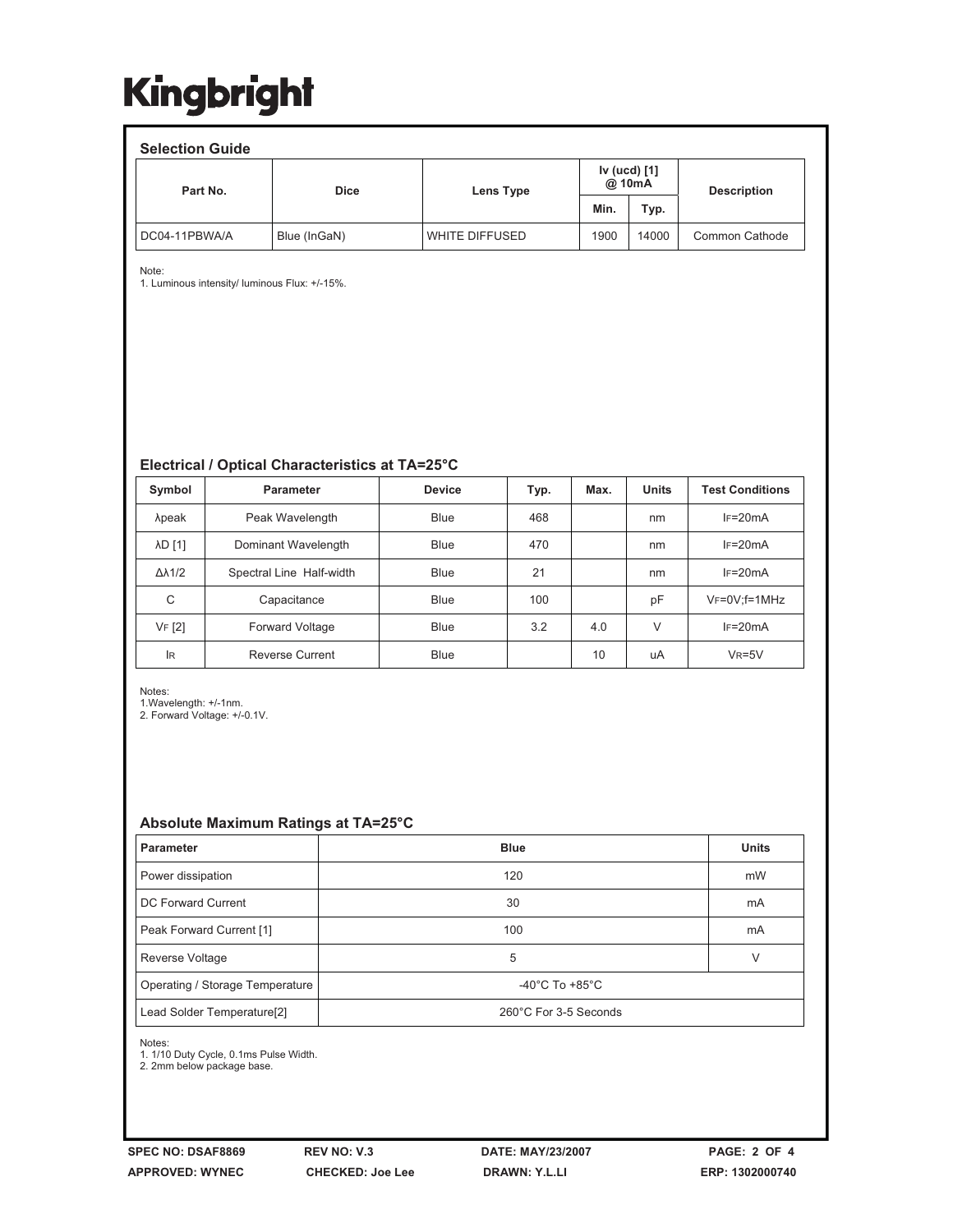## Selection Guide

| Part No. | Dice | Lens Type | Iv (ucd) [1] @ 10mA | | Description |
|---|---|---|---|---|---|
| | | | Min. | Typ. | |
| DC04-11PBWA/A | Blue (InGaN) | WHITE DIFFUSED | 1900 | 14000 | Common Cathode |

Note:
1. Luminous intensity/ luminous Flux: +/-15%.

## Electrical / Optical Characteristics at TA=25°C

| Symbol | Parameter | Device | Typ. | Max. | Units | Test Conditions |
|---|---|---|---|---|---|---|
| λpeak | Peak Wavelength | Blue | 468 | | nm | $I_F$=20mA |
| λD [1] | Dominant Wavelength | Blue | 470 | | nm | $I_F$=20mA |
| Δλ1/2 | Spectral Line Half-width | Blue | 21 | | nm | $I_F$=20mA |
| C | Capacitance | Blue | 100 | | pF | $V_F$=0V;f=1MHz |
| $V_F$ [2] | Forward Voltage | Blue | 3.2 | 4.0 | V | $I_F$=20mA |
| $I_R$ | Reverse Current | Blue | | 10 | uA | $V_R$=5V |

Notes:
1.Wavelength: +/-1nm.
2. Forward Voltage: +/-0.1V.

## Absolute Maximum Ratings at TA=25°C

| Parameter | Blue | Units |
|---|---|---|
| Power dissipation | 120 | mW |
| DC Forward Current | 30 | mA |
| Peak Forward Current [1] | 100 | mA |
| Reverse Voltage | 5 | V |
| Operating / Storage Temperature | -40°C To +85°C | |
| Lead Solder Temperature[2] | 260°C For 3-5 Seconds | |

Notes:
1. 1/10 Duty Cycle, 0.1ms Pulse Width.
2. 2mm below package base.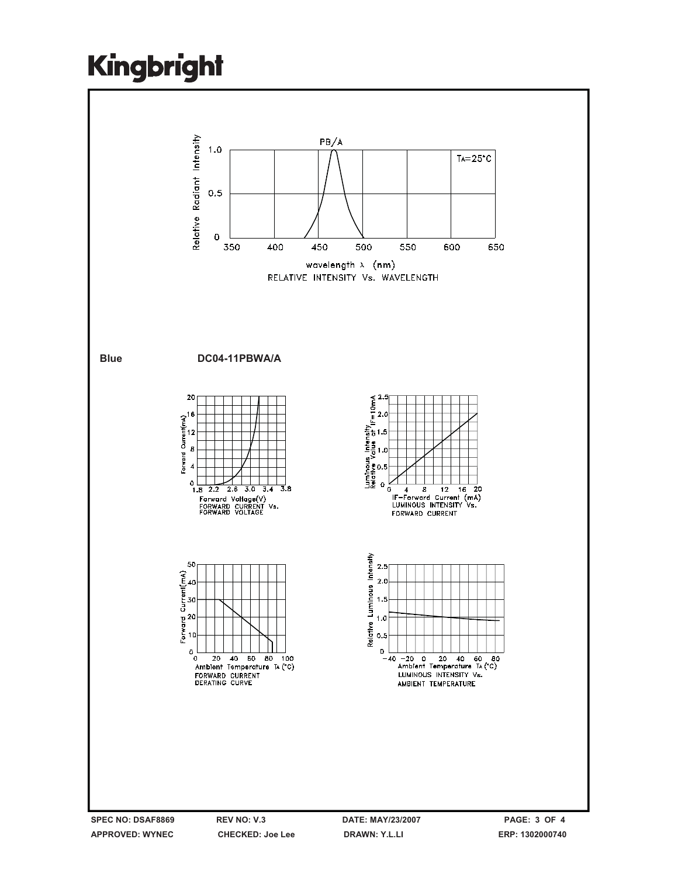RELATIVE INTENSITY Vs. WAVELENGTH

**Blue** **DC04-11PBWA/A**

FORWARD CURRENT Vs. FORWARD VOLTAGE

LUMINOUS INTENSITY Vs. FORWARD CURRENT

FORWARD CURRENT DERATING CURVE

LUMINOUS INTENSITY Vs. AMBIENT TEMPERATURE

| SPEC NO: DSAF8869 | REV NO: V.3 | DATE: MAY/23/2007 |
| --- | --- | --- |
| APPROVED: WYNEC | CHECKED: Joe Lee | DRAWN: Y.L.LI |

ERP: 1302000740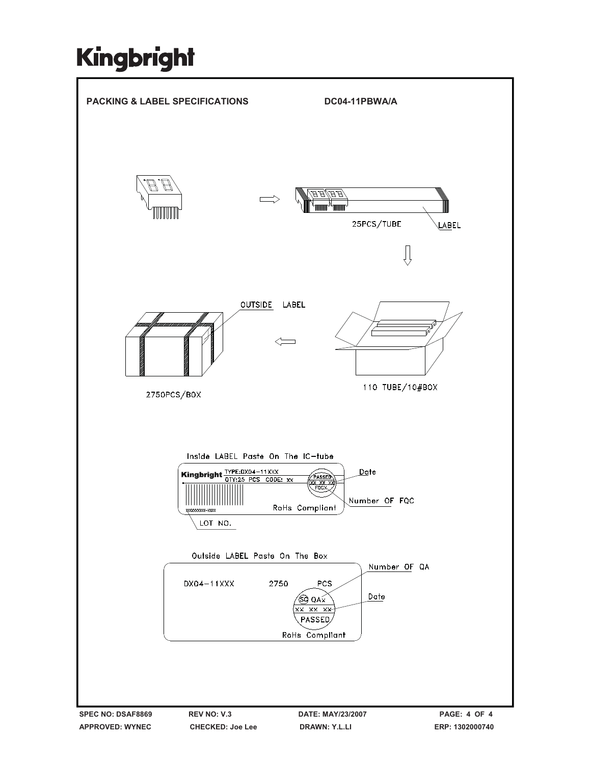**PACKING & LABEL SPECIFICATIONS** **DC04-11PBWA/A**

25PCS/TUBE

LABEL

OUTSIDE LABEL

2750PCS/BOX

110 TUBE/10#BOX

Inside LABEL Paste On The IC-tube

Kingbright TYPE:DX04-11XXX
QTY:25 PCS CODE: xx
PASSED
XX XX XX
FQCX
RoHs Compliant
Date
Number OF FQC
LOT NO.

Outside LABEL Paste On The Box

DX04-11XXX 2750 PCS
SQ QAx
xx xx xx
PASSED
RoHs Compliant
Number OF QA
Date